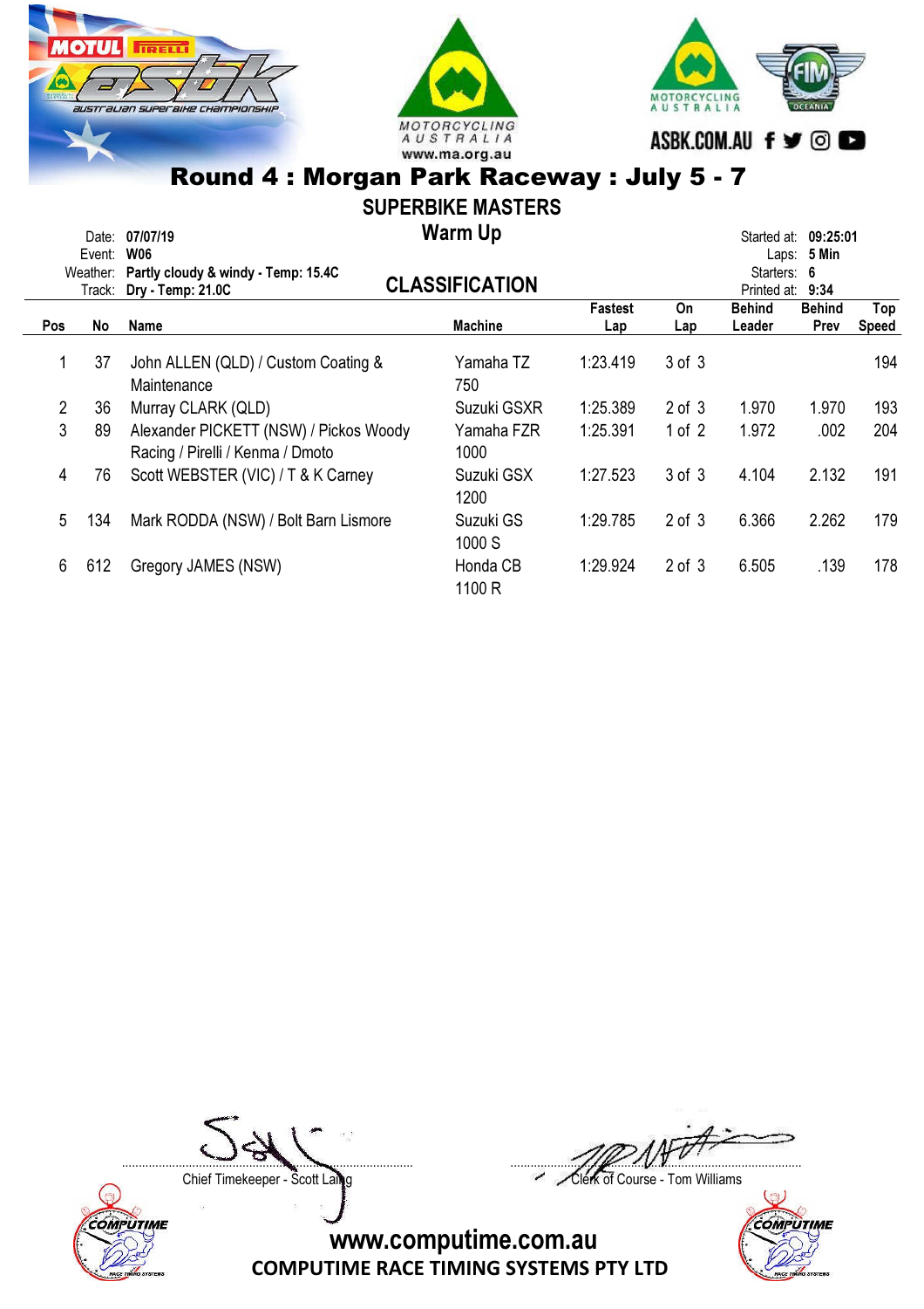# Round 4 : Morgan Park Raceway : July 5 - 7

## SUPERBIKE MASTERS

### Warm Up

Date: **07/07/19**
Event: **W06**
Weather: **Partly cloudy & windy - Temp: 15.4C**
Track: **Dry - Temp: 21.0C**

Started at: **09:25:01**
Laps: **5 Min**
Starters: **6**
Printed at: **9:34**

### CLASSIFICATION

| Pos | No | Name | Machine | Fastest Lap | On Lap | Behind Leader | Behind Prev | Top Speed |
|---|---|---|---|---|---|---|---|---|
| 1 | 37 | John ALLEN (QLD) / Custom Coating & Maintenance | Yamaha TZ 750 | 1:23.419 | 3 of 3 | | | 194 |
| 2 | 36 | Murray CLARK (QLD) | Suzuki GSXR | 1:25.389 | 2 of 3 | 1.970 | 1.970 | 193 |
| 3 | 89 | Alexander PICKETT (NSW) / Pickos Woody Racing / Pirelli / Kenma / Dmoto | Yamaha FZR 1000 | 1:25.391 | 1 of 2 | 1.972 | .002 | 204 |
| 4 | 76 | Scott WEBSTER (VIC) / T & K Carney | Suzuki GSX 1200 | 1:27.523 | 3 of 3 | 4.104 | 2.132 | 191 |
| 5 | 134 | Mark RODDA (NSW) / Bolt Barn Lismore | Suzuki GS 1000 S | 1:29.785 | 2 of 3 | 6.366 | 2.262 | 179 |
| 6 | 612 | Gregory JAMES (NSW) | Honda CB 1100 R | 1:29.924 | 2 of 3 | 6.505 | .139 | 178 |

Chief Timekeeper - Scott Laing

Clerk of Course - Tom Williams

www.computime.com.au
COMPUTIME RACE TIMING SYSTEMS PTY LTD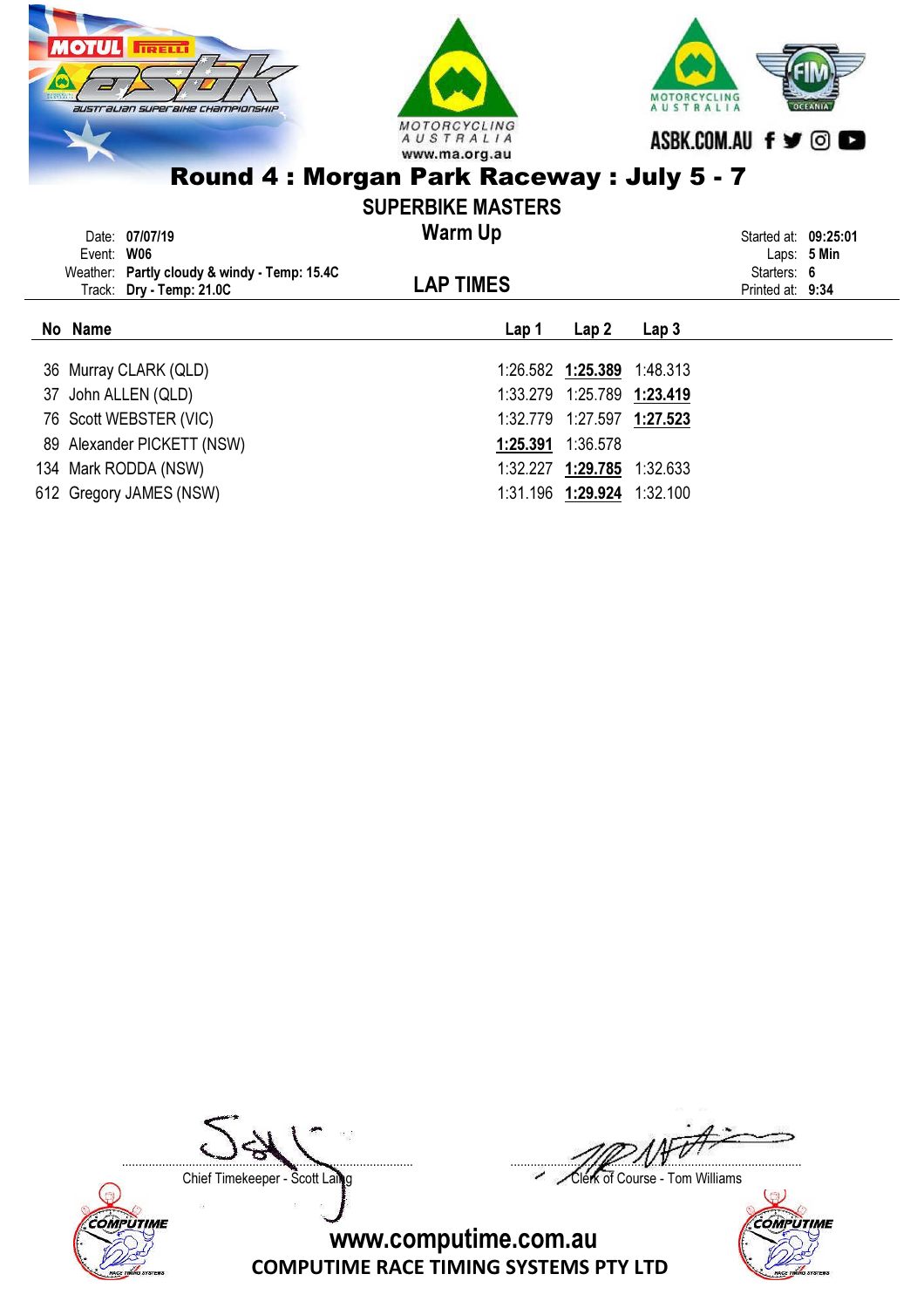# Round 4 : Morgan Park Raceway : July 5 - 7

## SUPERBIKE MASTERS

### Warm Up

Date: **07/07/19**
Event: **W06**
Weather: **Partly cloudy & windy - Temp: 15.4C**
Track: **Dry - Temp: 21.0C**

Started at: **09:25:01**
Laps: **5 Min**
Starters: **6**
Printed at: **9:34**

### LAP TIMES

| No | Name | Lap 1 | Lap 2 | Lap 3 |
|---|---|---|---|---|
| 36 | Murray CLARK (QLD) | 1:26.582 | **1:25.389** | 1:48.313 |
| 37 | John ALLEN (QLD) | 1:33.279 | 1:25.789 | **1:23.419** |
| 76 | Scott WEBSTER (VIC) | 1:32.779 | 1:27.597 | **1:27.523** |
| 89 | Alexander PICKETT (NSW) | **1:25.391** | 1:36.578 | |
| 134 | Mark RODDA (NSW) | 1:32.227 | **1:29.785** | 1:32.633 |
| 612 | Gregory JAMES (NSW) | 1:31.196 | **1:29.924** | 1:32.100 |

Chief Timekeeper - Scott Laing

Clerk of Course - Tom Williams

www.computime.com.au
COMPUTIME RACE TIMING SYSTEMS PTY LTD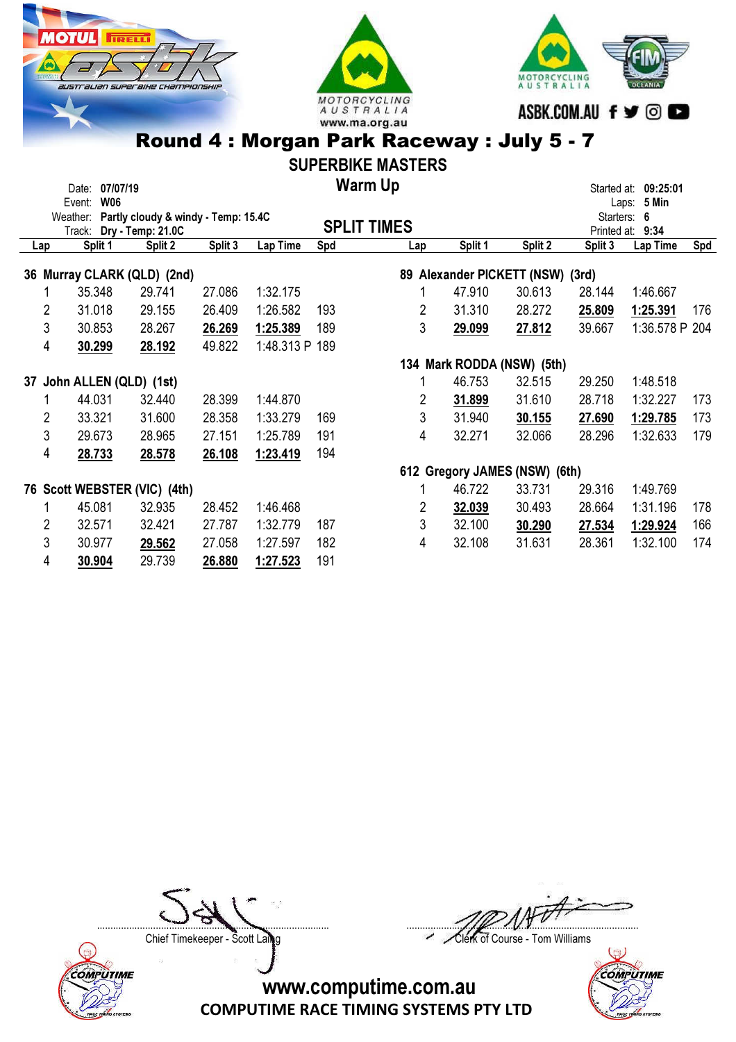# Round 4 : Morgan Park Raceway : July 5 - 7

## SUPERBIKE MASTERS

### Warm Up

Date: 07/07/19
Event: W06
Weather: Partly cloudy & windy - Temp: 15.4C
Track: Dry - Temp: 21.0C

Started at: 09:25:01
Laps: 5 Min
Starters: 6
Printed at: 9:34

### SPLIT TIMES

**36 Murray CLARK (QLD) (2nd)**

| Lap | Split 1 | Split 2 | Split 3 | Lap Time | Spd |
|---|---|---|---|---|---|
| 1 | 35.348 | 29.741 | 27.086 | 1:32.175 | |
| 2 | 31.018 | 29.155 | 26.409 | 1:26.582 | 193 |
| 3 | 30.853 | 28.267 | **26.269** | **1:25.389** | 189 |
| 4 | **30.299** | **28.192** | 49.822 | 1:48.313 P | 189 |

**37 John ALLEN (QLD) (1st)**

| Lap | Split 1 | Split 2 | Split 3 | Lap Time | Spd |
|---|---|---|---|---|---|
| 1 | 44.031 | 32.440 | 28.399 | 1:44.870 | |
| 2 | 33.321 | 31.600 | 28.358 | 1:33.279 | 169 |
| 3 | 29.673 | 28.965 | 27.151 | 1:25.789 | 191 |
| 4 | **28.733** | **28.578** | **26.108** | **1:23.419** | 194 |

**76 Scott WEBSTER (VIC) (4th)**

| Lap | Split 1 | Split 2 | Split 3 | Lap Time | Spd |
|---|---|---|---|---|---|
| 1 | 45.081 | 32.935 | 28.452 | 1:46.468 | |
| 2 | 32.571 | 32.421 | 27.787 | 1:32.779 | 187 |
| 3 | 30.977 | **29.562** | 27.058 | 1:27.597 | 182 |
| 4 | **30.904** | 29.739 | **26.880** | **1:27.523** | 191 |

**89 Alexander PICKETT (NSW) (3rd)**

| Lap | Split 1 | Split 2 | Split 3 | Lap Time | Spd |
|---|---|---|---|---|---|
| 1 | 47.910 | 30.613 | 28.144 | 1:46.667 | |
| 2 | 31.310 | 28.272 | **25.809** | **1:25.391** | 176 |
| 3 | **29.099** | **27.812** | 39.667 | 1:36.578 P | 204 |

**134 Mark RODDA (NSW) (5th)**

| Lap | Split 1 | Split 2 | Split 3 | Lap Time | Spd |
|---|---|---|---|---|---|
| 1 | 46.753 | 32.515 | 29.250 | 1:48.518 | |
| 2 | **31.899** | 31.610 | 28.718 | 1:32.227 | 173 |
| 3 | 31.940 | **30.155** | **27.690** | **1:29.785** | 173 |
| 4 | 32.271 | 32.066 | 28.296 | 1:32.633 | 179 |

**612 Gregory JAMES (NSW) (6th)**

| Lap | Split 1 | Split 2 | Split 3 | Lap Time | Spd |
|---|---|---|---|---|---|
| 1 | 46.722 | 33.731 | 29.316 | 1:49.769 | |
| 2 | **32.039** | 30.493 | 28.664 | 1:31.196 | 178 |
| 3 | 32.100 | **30.290** | **27.534** | **1:29.924** | 166 |
| 4 | 32.108 | 31.631 | 28.361 | 1:32.100 | 174 |

Chief Timekeeper - Scott Laing

Clerk of Course - Tom Williams

www.computime.com.au
COMPUTIME RACE TIMING SYSTEMS PTY LTD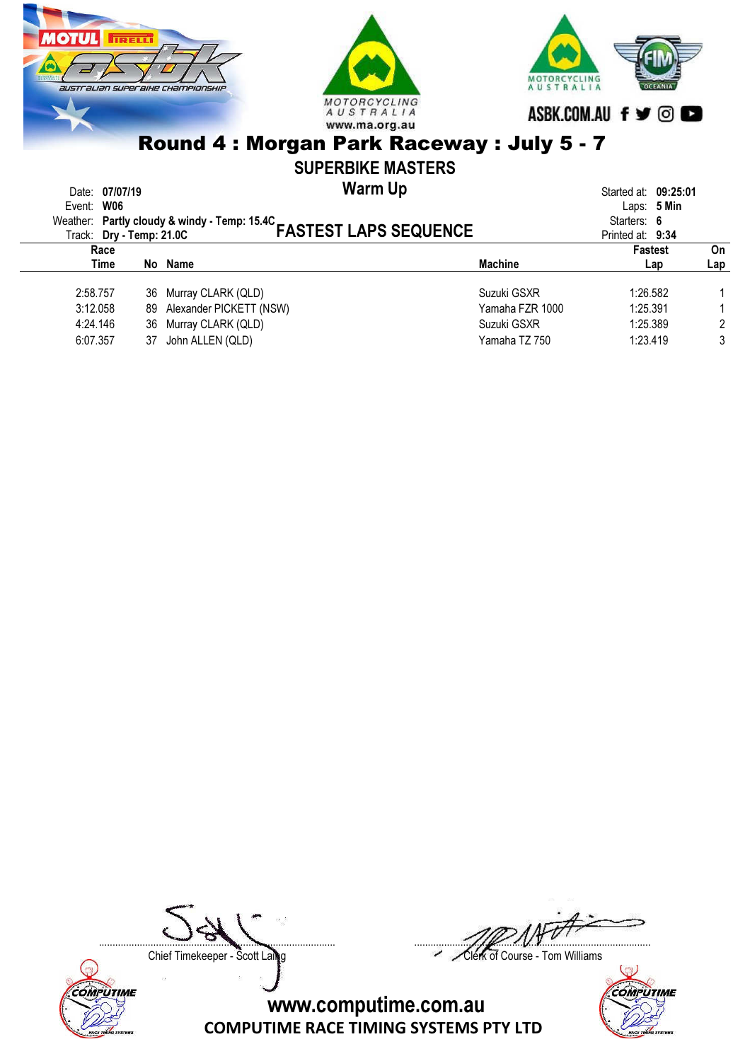# Round 4 : Morgan Park Raceway : July 5 - 7

## SUPERBIKE MASTERS

### Warm Up

Date: **07/07/19**
Event: **W06**
Weather: **Partly cloudy & windy - Temp: 15.4C**
Track: **Dry - Temp: 21.0C**

Started at: **09:25:01**
Laps: **5 Min**
Starters: **6**
Printed at: **9:34**

### FASTEST LAPS SEQUENCE

| Race Time | No | Name | Machine | Fastest Lap | On Lap |
|---|---|---|---|---|---|
| 2:58.757 | 36 | Murray CLARK (QLD) | Suzuki GSXR | 1:26.582 | 1 |
| 3:12.058 | 89 | Alexander PICKETT (NSW) | Yamaha FZR 1000 | 1:25.391 | 1 |
| 4:24.146 | 36 | Murray CLARK (QLD) | Suzuki GSXR | 1:25.389 | 2 |
| 6:07.357 | 37 | John ALLEN (QLD) | Yamaha TZ 750 | 1:23.419 | 3 |

Chief Timekeeper - Scott Laing

Clerk of Course - Tom Williams

www.computime.com.au

COMPUTIME RACE TIMING SYSTEMS PTY LTD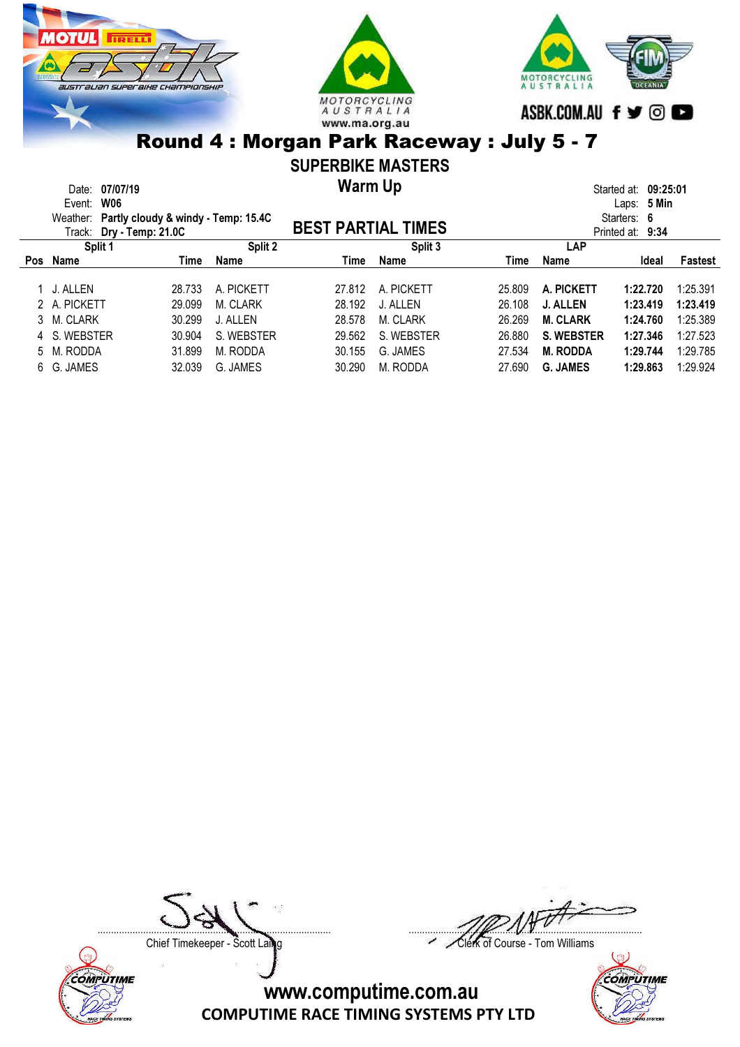# Round 4 : Morgan Park Raceway : July 5 - 7

## SUPERBIKE MASTERS

### Warm Up

Date: **07/07/19**
Event: **W06**
Weather: **Partly cloudy & windy - Temp: 15.4C**
Track: **Dry - Temp: 21.0C**

Started at: **09:25:01**
Laps: **5 Min**
Starters: **6**
Printed at: **9:34**

## BEST PARTIAL TIMES

| | Split 1 | | Split 2 | | Split 3 | | LAP | | |
|---|---|---|---|---|---|---|---|---|---|
| Pos | Name | Time | Name | Time | Name | Time | Name | Ideal | Fastest |
| 1 | J. ALLEN | 28.733 | A. PICKETT | 27.812 | A. PICKETT | 25.809 | **A. PICKETT** | **1:22.720** | 1:25.391 |
| 2 | A. PICKETT | 29.099 | M. CLARK | 28.192 | J. ALLEN | 26.108 | **J. ALLEN** | **1:23.419** | **1:23.419** |
| 3 | M. CLARK | 30.299 | J. ALLEN | 28.578 | M. CLARK | 26.269 | **M. CLARK** | **1:24.760** | 1:25.389 |
| 4 | S. WEBSTER | 30.904 | S. WEBSTER | 29.562 | S. WEBSTER | 26.880 | **S. WEBSTER** | **1:27.346** | 1:27.523 |
| 5 | M. RODDA | 31.899 | M. RODDA | 30.155 | G. JAMES | 27.534 | **M. RODDA** | **1:29.744** | 1:29.785 |
| 6 | G. JAMES | 32.039 | G. JAMES | 30.290 | M. RODDA | 27.690 | **G. JAMES** | **1:29.863** | 1:29.924 |

Chief Timekeeper - Scott Laing

Clerk of Course - Tom Williams

www.computime.com.au
COMPUTIME RACE TIMING SYSTEMS PTY LTD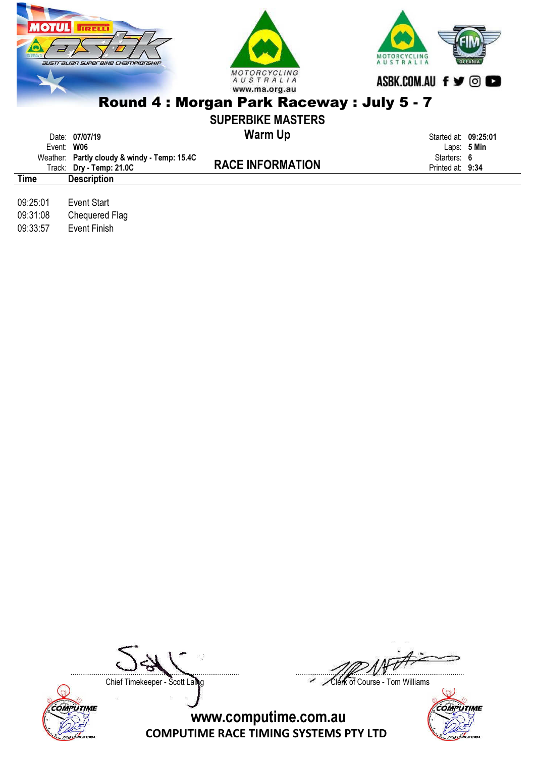# Round 4 : Morgan Park Raceway : July 5 - 7

## SUPERBIKE MASTERS

### Warm Up

Date: **07/07/19**
Event: **W06**
Weather: **Partly cloudy & windy - Temp: 15.4C**
Track: **Dry - Temp: 21.0C**

Started at: **09:25:01**
Laps: **5 Min**
Starters: **6**
Printed at: **9:34**

### RACE INFORMATION

| Time | Description |
|---|---|
| 09:25:01 | Event Start |
| 09:31:08 | Chequered Flag |
| 09:33:57 | Event Finish |

Chief Timekeeper - Scott Laing

Clerk of Course - Tom Williams

www.computime.com.au
COMPUTIME RACE TIMING SYSTEMS PTY LTD